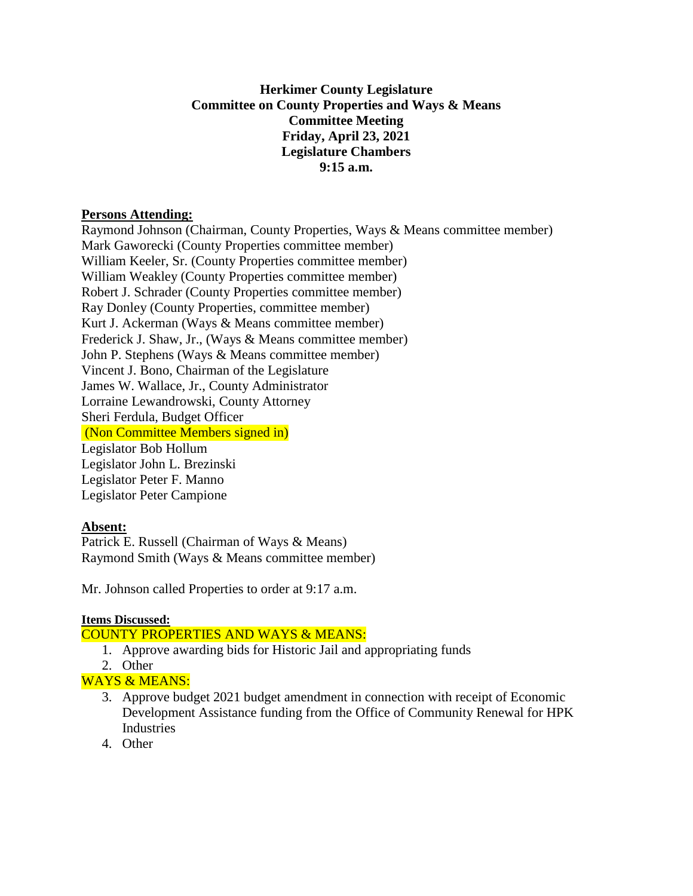**Herkimer County Legislature**
**Committee on County Properties and Ways & Means**
**Committee Meeting**
**Friday, April 23, 2021**
**Legislature Chambers**
**9:15 a.m.**

**Persons Attending:**

Raymond Johnson (Chairman, County Properties, Ways & Means committee member)
Mark Gaworecki (County Properties committee member)
William Keeler, Sr. (County Properties committee member)
William Weakley (County Properties committee member)
Robert J. Schrader (County Properties committee member)
Ray Donley (County Properties, committee member)
Kurt J. Ackerman (Ways & Means committee member)
Frederick J. Shaw, Jr., (Ways & Means committee member)
John P. Stephens (Ways & Means committee member)
Vincent J. Bono, Chairman of the Legislature
James W. Wallace, Jr., County Administrator
Lorraine Lewandrowski, County Attorney
Sheri Ferdula, Budget Officer
(Non Committee Members signed in)
Legislator Bob Hollum
Legislator John L. Brezinski
Legislator Peter F. Manno
Legislator Peter Campione

**Absent:**

Patrick E. Russell (Chairman of Ways & Means)
Raymond Smith (Ways & Means committee member)

Mr. Johnson called Properties to order at 9:17 a.m.

**Items Discussed:**

COUNTY PROPERTIES AND WAYS & MEANS:

1. Approve awarding bids for Historic Jail and appropriating funds
2. Other

WAYS & MEANS:

3. Approve budget 2021 budget amendment in connection with receipt of Economic Development Assistance funding from the Office of Community Renewal for HPK Industries
4. Other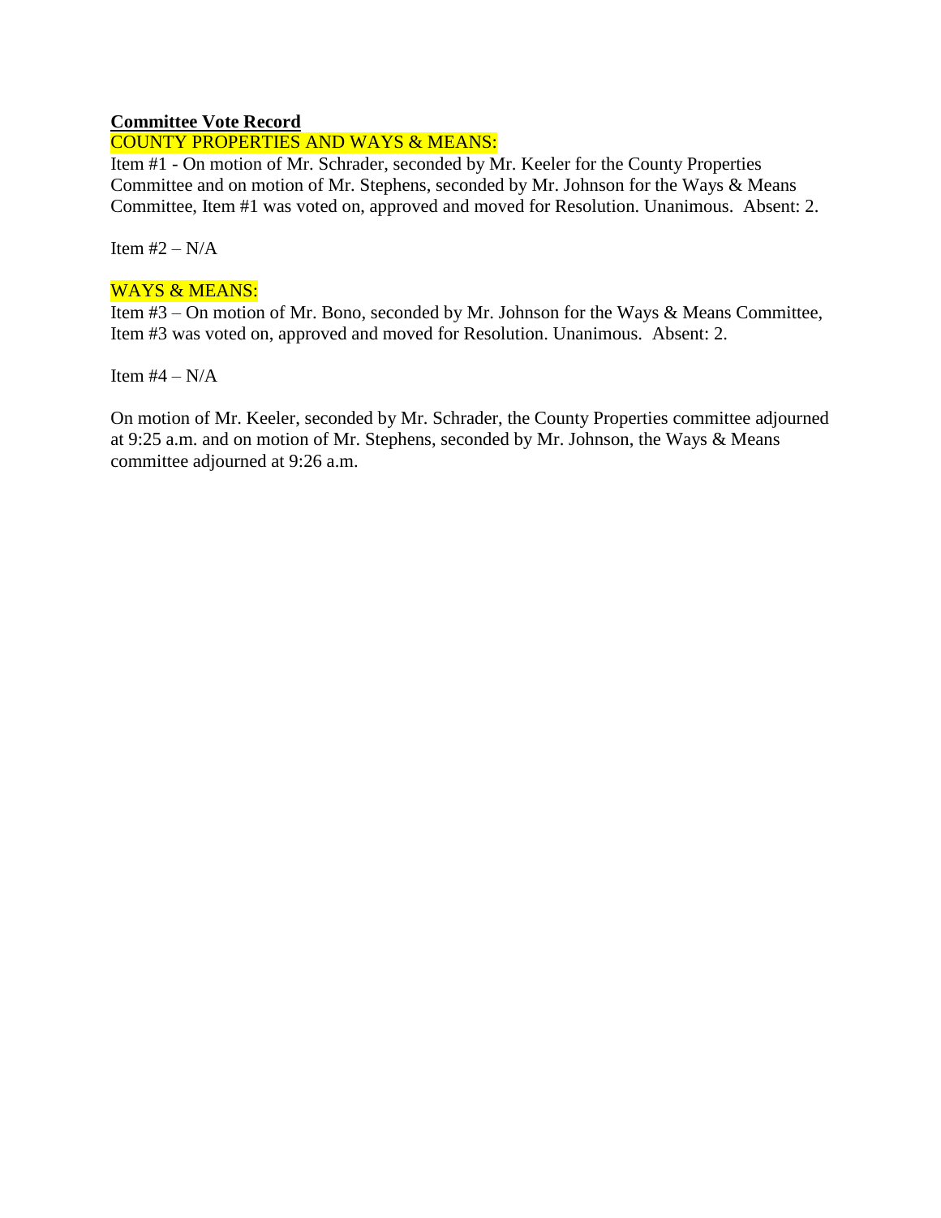**Committee Vote Record**

COUNTY PROPERTIES AND WAYS & MEANS:

Item #1 - On motion of Mr. Schrader, seconded by Mr. Keeler for the County Properties Committee and on motion of Mr. Stephens, seconded by Mr. Johnson for the Ways & Means Committee, Item #1 was voted on, approved and moved for Resolution. Unanimous. Absent: 2.

Item #2 – N/A

WAYS & MEANS:

Item #3 – On motion of Mr. Bono, seconded by Mr. Johnson for the Ways & Means Committee, Item #3 was voted on, approved and moved for Resolution. Unanimous. Absent: 2.

Item #4 – N/A

On motion of Mr. Keeler, seconded by Mr. Schrader, the County Properties committee adjourned at 9:25 a.m. and on motion of Mr. Stephens, seconded by Mr. Johnson, the Ways & Means committee adjourned at 9:26 a.m.